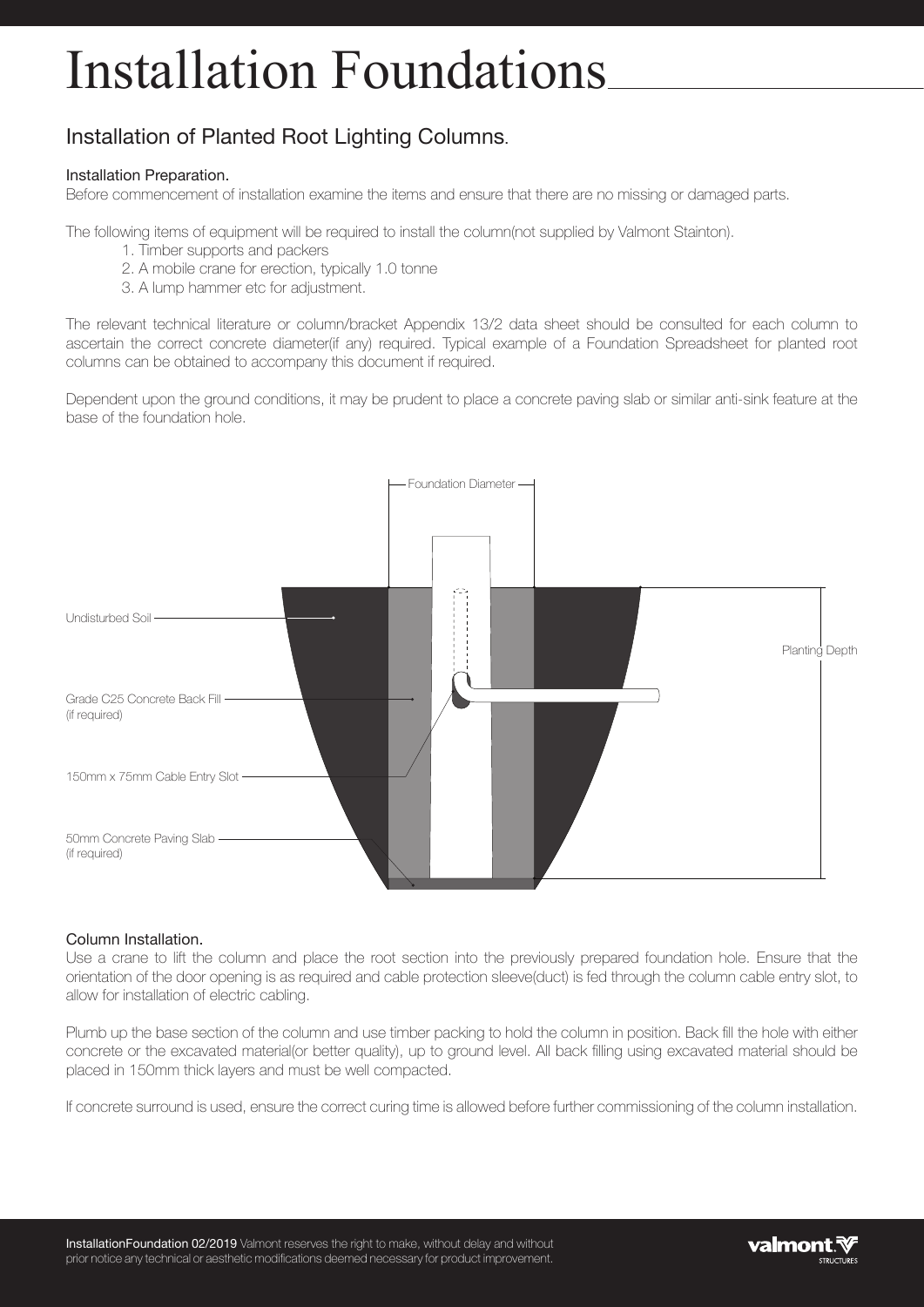# Installation Foundations

## Installation of Planted Root Lighting Columns.

### Installation Preparation.

Before commencement of installation examine the items and ensure that there are no missing or damaged parts.

The following items of equipment will be required to install the column(not supplied by Valmont Stainton).

1. Timber supports and packers
2. A mobile crane for erection, typically 1.0 tonne
3. A lump hammer etc for adjustment.

The relevant technical literature or column/bracket Appendix 13/2 data sheet should be consulted for each column to ascertain the correct concrete diameter(if any) required. Typical example of a Foundation Spreadsheet for planted root columns can be obtained to accompany this document if required.

Dependent upon the ground conditions, it may be prudent to place a concrete paving slab or similar anti-sink feature at the base of the foundation hole.

Foundation Diameter

Undisturbed Soil

Planting Depth

Grade C25 Concrete Back Fill (if required)

150mm x 75mm Cable Entry Slot

50mm Concrete Paving Slab (if required)

### Column Installation.

Use a crane to lift the column and place the root section into the previously prepared foundation hole. Ensure that the orientation of the door opening is as required and cable protection sleeve(duct) is fed through the column cable entry slot, to allow for installation of electric cabling.

Plumb up the base section of the column and use timber packing to hold the column in position. Back fill the hole with either concrete or the excavated material(or better quality), up to ground level. All back filling using excavated material should be placed in 150mm thick layers and must be well compacted.

If concrete surround is used, ensure the correct curing time is allowed before further commissioning of the column installation.

InstallationFoundation 02/2019 Valmont reserves the right to make, without delay and without prior notice any technical or aesthetic modifications deemed necessary for product improvement.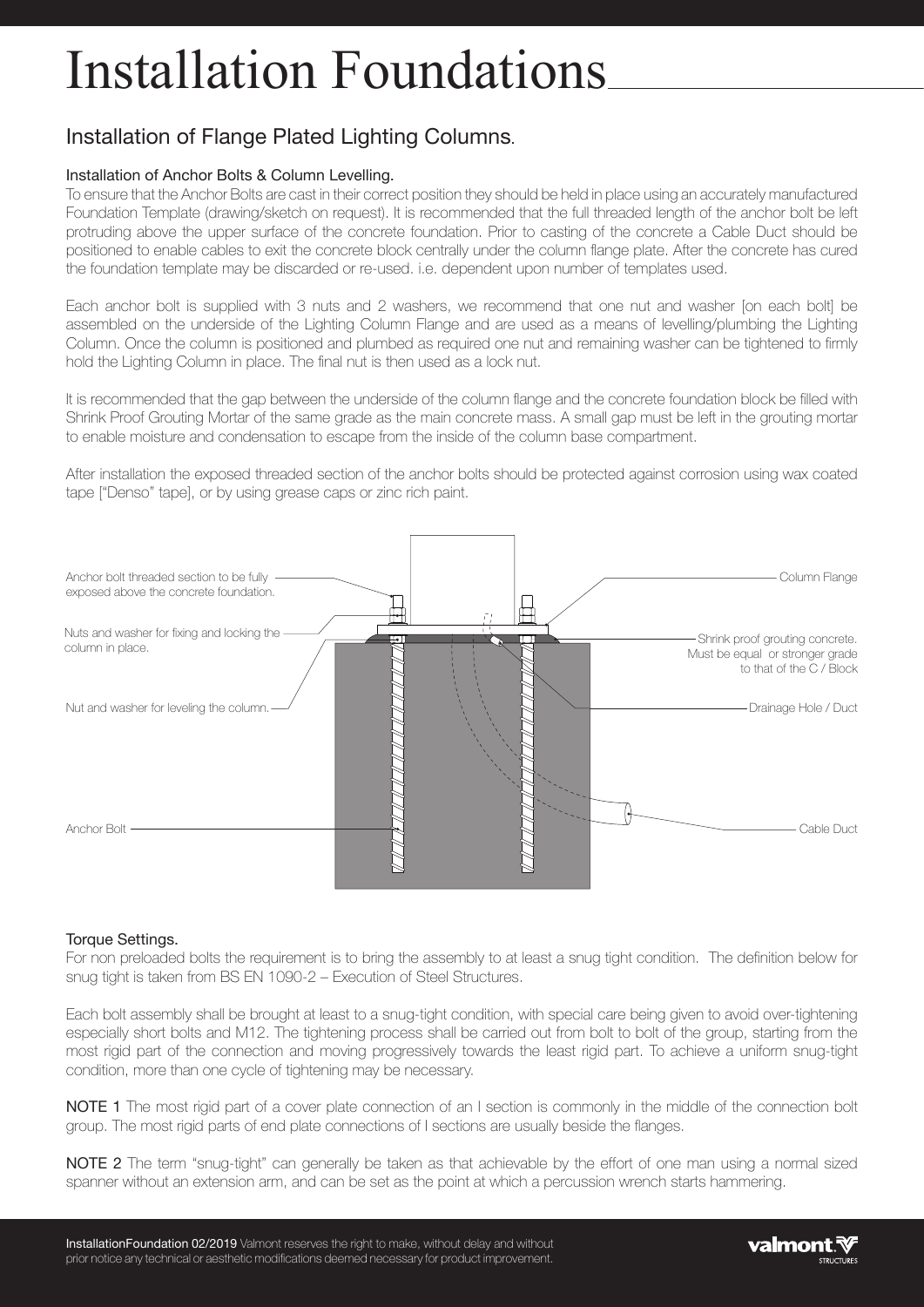# Installation Foundations

## Installation of Flange Plated Lighting Columns.

### Installation of Anchor Bolts & Column Levelling.

To ensure that the Anchor Bolts are cast in their correct position they should be held in place using an accurately manufactured Foundation Template (drawing/sketch on request). It is recommended that the full threaded length of the anchor bolt be left protruding above the upper surface of the concrete foundation. Prior to casting of the concrete a Cable Duct should be positioned to enable cables to exit the concrete block centrally under the column flange plate. After the concrete has cured the foundation template may be discarded or re-used. i.e. dependent upon number of templates used.

Each anchor bolt is supplied with 3 nuts and 2 washers, we recommend that one nut and washer [on each bolt] be assembled on the underside of the Lighting Column Flange and are used as a means of levelling/plumbing the Lighting Column. Once the column is positioned and plumbed as required one nut and remaining washer can be tightened to firmly hold the Lighting Column in place. The final nut is then used as a lock nut.

It is recommended that the gap between the underside of the column flange and the concrete foundation block be filled with Shrink Proof Grouting Mortar of the same grade as the main concrete mass. A small gap must be left in the grouting mortar to enable moisture and condensation to escape from the inside of the column base compartment.

After installation the exposed threaded section of the anchor bolts should be protected against corrosion using wax coated tape ["Denso" tape], or by using grease caps or zinc rich paint.

Anchor bolt threaded section to be fully exposed above the concrete foundation.

Nuts and washer for fixing and locking the column in place.

Nut and washer for leveling the column.

Anchor Bolt

Column Flange

Shrink proof grouting concrete. Must be equal or stronger grade to that of the C / Block

Drainage Hole / Duct

Cable Duct

### Torque Settings.

For non preloaded bolts the requirement is to bring the assembly to at least a snug tight condition. The definition below for snug tight is taken from BS EN 1090-2 – Execution of Steel Structures.

Each bolt assembly shall be brought at least to a snug-tight condition, with special care being given to avoid over-tightening especially short bolts and M12. The tightening process shall be carried out from bolt to bolt of the group, starting from the most rigid part of the connection and moving progressively towards the least rigid part. To achieve a uniform snug-tight condition, more than one cycle of tightening may be necessary.

**NOTE 1** The most rigid part of a cover plate connection of an I section is commonly in the middle of the connection bolt group. The most rigid parts of end plate connections of I sections are usually beside the flanges.

**NOTE 2** The term "snug-tight" can generally be taken as that achievable by the effort of one man using a normal sized spanner without an extension arm, and can be set as the point at which a percussion wrench starts hammering.

InstallationFoundation 02/2019 Valmont reserves the right to make, without delay and without prior notice any technical or aesthetic modifications deemed necessary for product improvement.